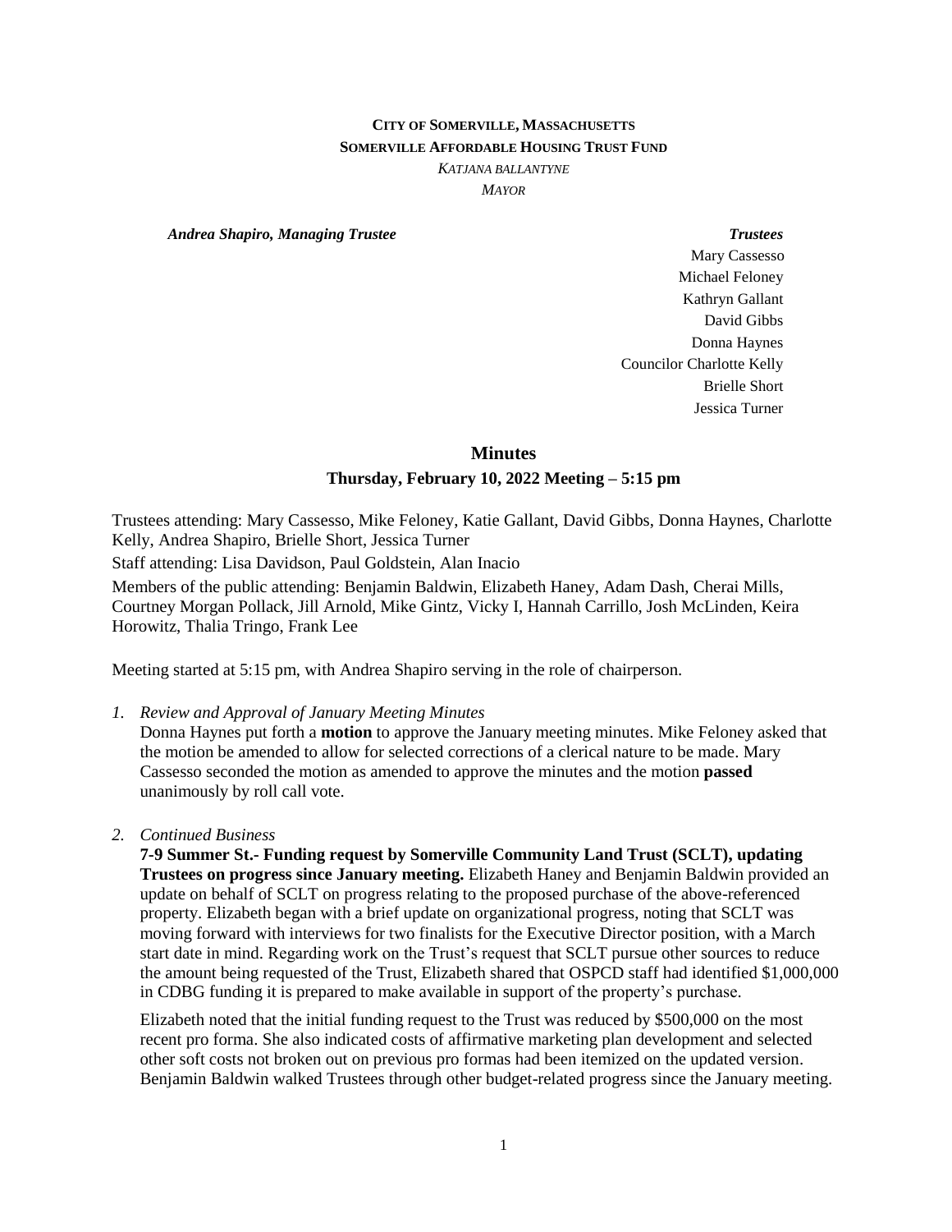**CITY OF SOMERVILLE, MASSACHUSETTS**
**SOMERVILLE AFFORDABLE HOUSING TRUST FUND**
*KATJANA BALLANTYNE*
*MAYOR*

***Andrea Shapiro, Managing Trustee***

***Trustees***
Mary Cassesso
Michael Feloney
Kathryn Gallant
David Gibbs
Donna Haynes
Councilor Charlotte Kelly
Brielle Short
Jessica Turner

## Minutes

### Thursday, February 10, 2022 Meeting – 5:15 pm

Trustees attending: Mary Cassesso, Mike Feloney, Katie Gallant, David Gibbs, Donna Haynes, Charlotte Kelly, Andrea Shapiro, Brielle Short, Jessica Turner

Staff attending: Lisa Davidson, Paul Goldstein, Alan Inacio

Members of the public attending: Benjamin Baldwin, Elizabeth Haney, Adam Dash, Cherai Mills, Courtney Morgan Pollack, Jill Arnold, Mike Gintz, Vicky I, Hannah Carrillo, Josh McLinden, Keira Horowitz, Thalia Tringo, Frank Lee

Meeting started at 5:15 pm, with Andrea Shapiro serving in the role of chairperson.

1. *Review and Approval of January Meeting Minutes*
   Donna Haynes put forth a **motion** to approve the January meeting minutes. Mike Feloney asked that the motion be amended to allow for selected corrections of a clerical nature to be made. Mary Cassesso seconded the motion as amended to approve the minutes and the motion **passed** unanimously by roll call vote.

2. *Continued Business*
   **7-9 Summer St.- Funding request by Somerville Community Land Trust (SCLT), updating Trustees on progress since January meeting.** Elizabeth Haney and Benjamin Baldwin provided an update on behalf of SCLT on progress relating to the proposed purchase of the above-referenced property. Elizabeth began with a brief update on organizational progress, noting that SCLT was moving forward with interviews for two finalists for the Executive Director position, with a March start date in mind. Regarding work on the Trust's request that SCLT pursue other sources to reduce the amount being requested of the Trust, Elizabeth shared that OSPCD staff had identified $1,000,000 in CDBG funding it is prepared to make available in support of the property's purchase.

   Elizabeth noted that the initial funding request to the Trust was reduced by $500,000 on the most recent pro forma. She also indicated costs of affirmative marketing plan development and selected other soft costs not broken out on previous pro formas had been itemized on the updated version. Benjamin Baldwin walked Trustees through other budget-related progress since the January meeting.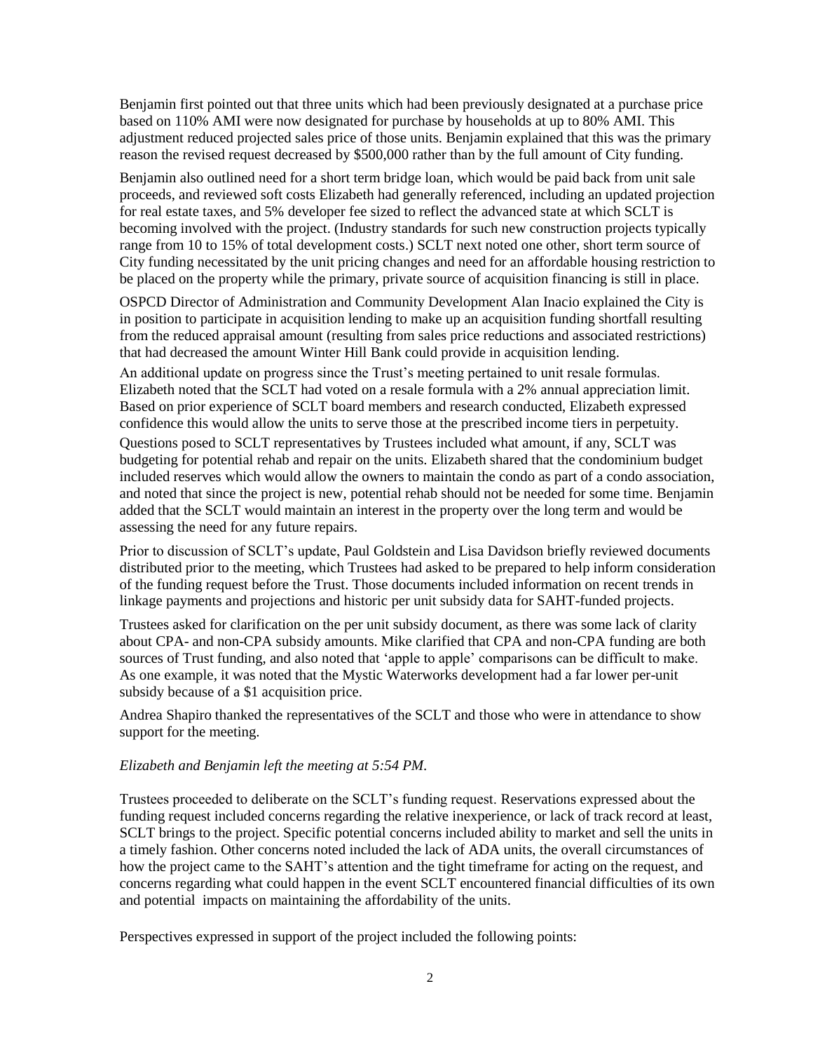Benjamin first pointed out that three units which had been previously designated at a purchase price based on 110% AMI were now designated for purchase by households at up to 80% AMI. This adjustment reduced projected sales price of those units. Benjamin explained that this was the primary reason the revised request decreased by $500,000 rather than by the full amount of City funding.

Benjamin also outlined need for a short term bridge loan, which would be paid back from unit sale proceeds, and reviewed soft costs Elizabeth had generally referenced, including an updated projection for real estate taxes, and 5% developer fee sized to reflect the advanced state at which SCLT is becoming involved with the project. (Industry standards for such new construction projects typically range from 10 to 15% of total development costs.) SCLT next noted one other, short term source of City funding necessitated by the unit pricing changes and need for an affordable housing restriction to be placed on the property while the primary, private source of acquisition financing is still in place.

OSPCD Director of Administration and Community Development Alan Inacio explained the City is in position to participate in acquisition lending to make up an acquisition funding shortfall resulting from the reduced appraisal amount (resulting from sales price reductions and associated restrictions) that had decreased the amount Winter Hill Bank could provide in acquisition lending.

An additional update on progress since the Trust's meeting pertained to unit resale formulas. Elizabeth noted that the SCLT had voted on a resale formula with a 2% annual appreciation limit. Based on prior experience of SCLT board members and research conducted, Elizabeth expressed confidence this would allow the units to serve those at the prescribed income tiers in perpetuity.

Questions posed to SCLT representatives by Trustees included what amount, if any, SCLT was budgeting for potential rehab and repair on the units. Elizabeth shared that the condominium budget included reserves which would allow the owners to maintain the condo as part of a condo association, and noted that since the project is new, potential rehab should not be needed for some time. Benjamin added that the SCLT would maintain an interest in the property over the long term and would be assessing the need for any future repairs.

Prior to discussion of SCLT's update, Paul Goldstein and Lisa Davidson briefly reviewed documents distributed prior to the meeting, which Trustees had asked to be prepared to help inform consideration of the funding request before the Trust. Those documents included information on recent trends in linkage payments and projections and historic per unit subsidy data for SAHT-funded projects.

Trustees asked for clarification on the per unit subsidy document, as there was some lack of clarity about CPA- and non-CPA subsidy amounts. Mike clarified that CPA and non-CPA funding are both sources of Trust funding, and also noted that 'apple to apple' comparisons can be difficult to make. As one example, it was noted that the Mystic Waterworks development had a far lower per-unit subsidy because of a $1 acquisition price.

Andrea Shapiro thanked the representatives of the SCLT and those who were in attendance to show support for the meeting.

*Elizabeth and Benjamin left the meeting at 5:54 PM.*

Trustees proceeded to deliberate on the SCLT's funding request. Reservations expressed about the funding request included concerns regarding the relative inexperience, or lack of track record at least, SCLT brings to the project. Specific potential concerns included ability to market and sell the units in a timely fashion. Other concerns noted included the lack of ADA units, the overall circumstances of how the project came to the SAHT's attention and the tight timeframe for acting on the request, and concerns regarding what could happen in the event SCLT encountered financial difficulties of its own and potential impacts on maintaining the affordability of the units.

Perspectives expressed in support of the project included the following points: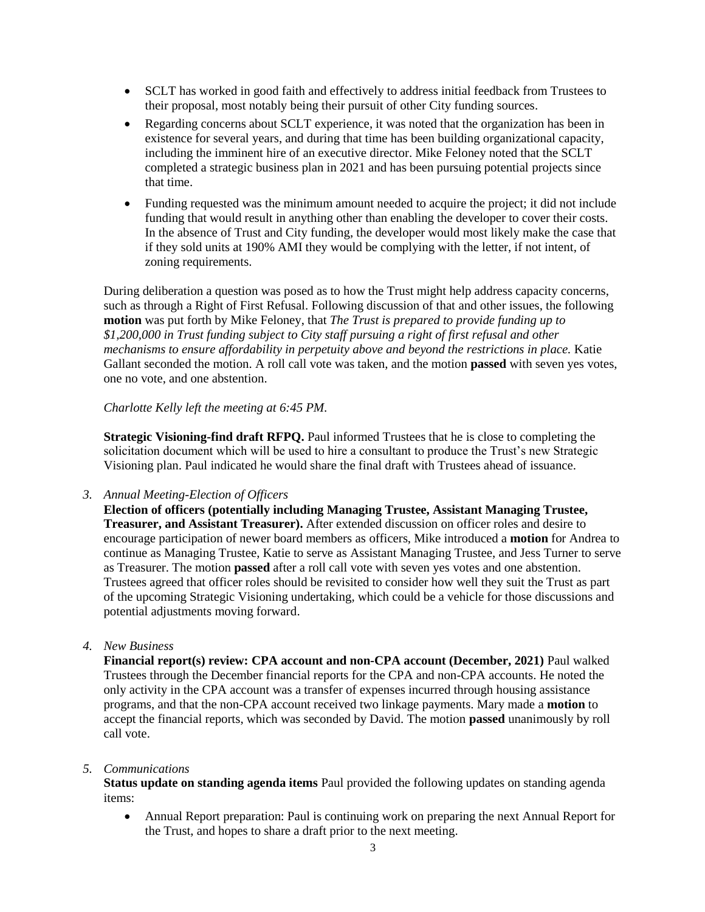- SCLT has worked in good faith and effectively to address initial feedback from Trustees to their proposal, most notably being their pursuit of other City funding sources.
- Regarding concerns about SCLT experience, it was noted that the organization has been in existence for several years, and during that time has been building organizational capacity, including the imminent hire of an executive director. Mike Feloney noted that the SCLT completed a strategic business plan in 2021 and has been pursuing potential projects since that time.
- Funding requested was the minimum amount needed to acquire the project; it did not include funding that would result in anything other than enabling the developer to cover their costs. In the absence of Trust and City funding, the developer would most likely make the case that if they sold units at 190% AMI they would be complying with the letter, if not intent, of zoning requirements.

During deliberation a question was posed as to how the Trust might help address capacity concerns, such as through a Right of First Refusal. Following discussion of that and other issues, the following **motion** was put forth by Mike Feloney, that *The Trust is prepared to provide funding up to $1,200,000 in Trust funding subject to City staff pursuing a right of first refusal and other mechanisms to ensure affordability in perpetuity above and beyond the restrictions in place.* Katie Gallant seconded the motion. A roll call vote was taken, and the motion **passed** with seven yes votes, one no vote, and one abstention.

*Charlotte Kelly left the meeting at 6:45 PM.*

**Strategic Visioning-find draft RFPQ.** Paul informed Trustees that he is close to completing the solicitation document which will be used to hire a consultant to produce the Trust's new Strategic Visioning plan. Paul indicated he would share the final draft with Trustees ahead of issuance.

3. *Annual Meeting-Election of Officers*

**Election of officers (potentially including Managing Trustee, Assistant Managing Trustee, Treasurer, and Assistant Treasurer).** After extended discussion on officer roles and desire to encourage participation of newer board members as officers, Mike introduced a **motion** for Andrea to continue as Managing Trustee, Katie to serve as Assistant Managing Trustee, and Jess Turner to serve as Treasurer. The motion **passed** after a roll call vote with seven yes votes and one abstention. Trustees agreed that officer roles should be revisited to consider how well they suit the Trust as part of the upcoming Strategic Visioning undertaking, which could be a vehicle for those discussions and potential adjustments moving forward.

4. *New Business*

**Financial report(s) review: CPA account and non-CPA account (December, 2021)** Paul walked Trustees through the December financial reports for the CPA and non-CPA accounts. He noted the only activity in the CPA account was a transfer of expenses incurred through housing assistance programs, and that the non-CPA account received two linkage payments. Mary made a **motion** to accept the financial reports, which was seconded by David. The motion **passed** unanimously by roll call vote.

5. *Communications*

**Status update on standing agenda items** Paul provided the following updates on standing agenda items:

- Annual Report preparation: Paul is continuing work on preparing the next Annual Report for the Trust, and hopes to share a draft prior to the next meeting.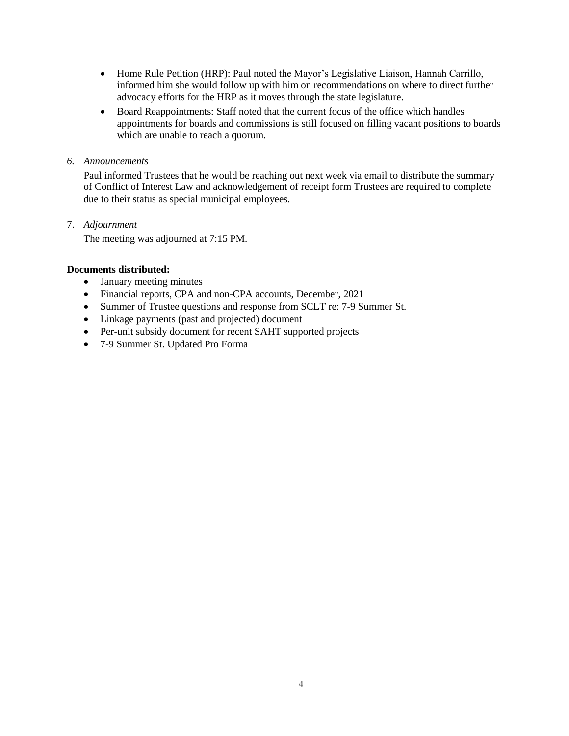- Home Rule Petition (HRP): Paul noted the Mayor's Legislative Liaison, Hannah Carrillo, informed him she would follow up with him on recommendations on where to direct further advocacy efforts for the HRP as it moves through the state legislature.
- Board Reappointments: Staff noted that the current focus of the office which handles appointments for boards and commissions is still focused on filling vacant positions to boards which are unable to reach a quorum.

6. *Announcements*

   Paul informed Trustees that he would be reaching out next week via email to distribute the summary of Conflict of Interest Law and acknowledgement of receipt form Trustees are required to complete due to their status as special municipal employees.

7. *Adjournment*

   The meeting was adjourned at 7:15 PM.

**Documents distributed:**

- January meeting minutes
- Financial reports, CPA and non-CPA accounts, December, 2021
- Summer of Trustee questions and response from SCLT re: 7-9 Summer St.
- Linkage payments (past and projected) document
- Per-unit subsidy document for recent SAHT supported projects
- 7-9 Summer St. Updated Pro Forma